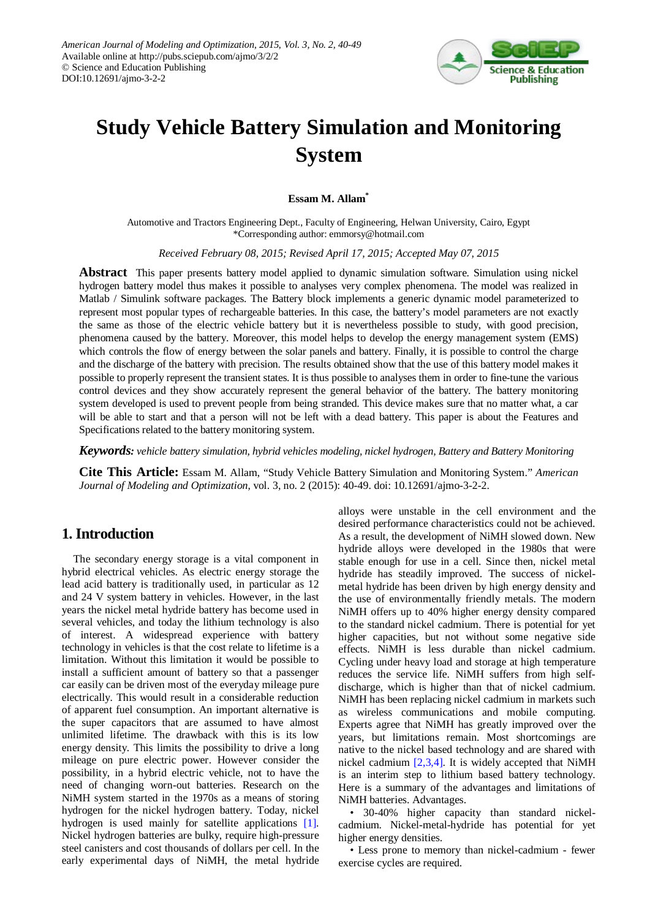# Study Vehicle Battery Simulation and Monitoring System

**Essam M. Allam***

Automotive and Tractors Engineering Dept., Faculty of Engineering, Helwan University, Cairo, Egypt
*Corresponding author: emmorsy@hotmail.com

*Received February 08, 2015; Revised April 17, 2015; Accepted May 07, 2015*

**Abstract** This paper presents battery model applied to dynamic simulation software. Simulation using nickel hydrogen battery model thus makes it possible to analyses very complex phenomena. The model was realized in Matlab / Simulink software packages. The Battery block implements a generic dynamic model parameterized to represent most popular types of rechargeable batteries. In this case, the battery's model parameters are not exactly the same as those of the electric vehicle battery but it is nevertheless possible to study, with good precision, phenomena caused by the battery. Moreover, this model helps to develop the energy management system (EMS) which controls the flow of energy between the solar panels and battery. Finally, it is possible to control the charge and the discharge of the battery with precision. The results obtained show that the use of this battery model makes it possible to properly represent the transient states. It is thus possible to analyses them in order to fine-tune the various control devices and they show accurately represent the general behavior of the battery. The battery monitoring system developed is used to prevent people from being stranded. This device makes sure that no matter what, a car will be able to start and that a person will not be left with a dead battery. This paper is about the Features and Specifications related to the battery monitoring system.

***Keywords:*** *vehicle battery simulation, hybrid vehicles modeling, nickel hydrogen, Battery and Battery Monitoring*

**Cite This Article:** Essam M. Allam, "Study Vehicle Battery Simulation and Monitoring System." *American Journal of Modeling and Optimization*, vol. 3, no. 2 (2015): 40-49. doi: 10.12691/ajmo-3-2-2.

## 1. Introduction

The secondary energy storage is a vital component in hybrid electrical vehicles. As electric energy storage the lead acid battery is traditionally used, in particular as 12 and 24 V system battery in vehicles. However, in the last years the nickel metal hydride battery has become used in several vehicles, and today the lithium technology is also of interest. A widespread experience with battery technology in vehicles is that the cost relate to lifetime is a limitation. Without this limitation it would be possible to install a sufficient amount of battery so that a passenger car easily can be driven most of the everyday mileage pure electrically. This would result in a considerable reduction of apparent fuel consumption. An important alternative is the super capacitors that are assumed to have almost unlimited lifetime. The drawback with this is its low energy density. This limits the possibility to drive a long mileage on pure electric power. However consider the possibility, in a hybrid electric vehicle, not to have the need of changing worn-out batteries. Research on the NiMH system started in the 1970s as a means of storing hydrogen for the nickel hydrogen battery. Today, nickel hydrogen is used mainly for satellite applications [1]. Nickel hydrogen batteries are bulky, require high-pressure steel canisters and cost thousands of dollars per cell. In the early experimental days of NiMH, the metal hydride alloys were unstable in the cell environment and the desired performance characteristics could not be achieved. As a result, the development of NiMH slowed down. New hydride alloys were developed in the 1980s that were stable enough for use in a cell. Since then, nickel metal hydride has steadily improved. The success of nickel-metal hydride has been driven by high energy density and the use of environmentally friendly metals. The modern NiMH offers up to 40% higher energy density compared to the standard nickel cadmium. There is potential for yet higher capacities, but not without some negative side effects. NiMH is less durable than nickel cadmium. Cycling under heavy load and storage at high temperature reduces the service life. NiMH suffers from high self-discharge, which is higher than that of nickel cadmium. NiMH has been replacing nickel cadmium in markets such as wireless communications and mobile computing. Experts agree that NiMH has greatly improved over the years, but limitations remain. Most shortcomings are native to the nickel based technology and are shared with nickel cadmium [2,3,4]. It is widely accepted that NiMH is an interim step to lithium based battery technology. Here is a summary of the advantages and limitations of NiMH batteries. Advantages.

- 30-40% higher capacity than standard nickel-cadmium. Nickel-metal-hydride has potential for yet higher energy densities.
- Less prone to memory than nickel-cadmium - fewer exercise cycles are required.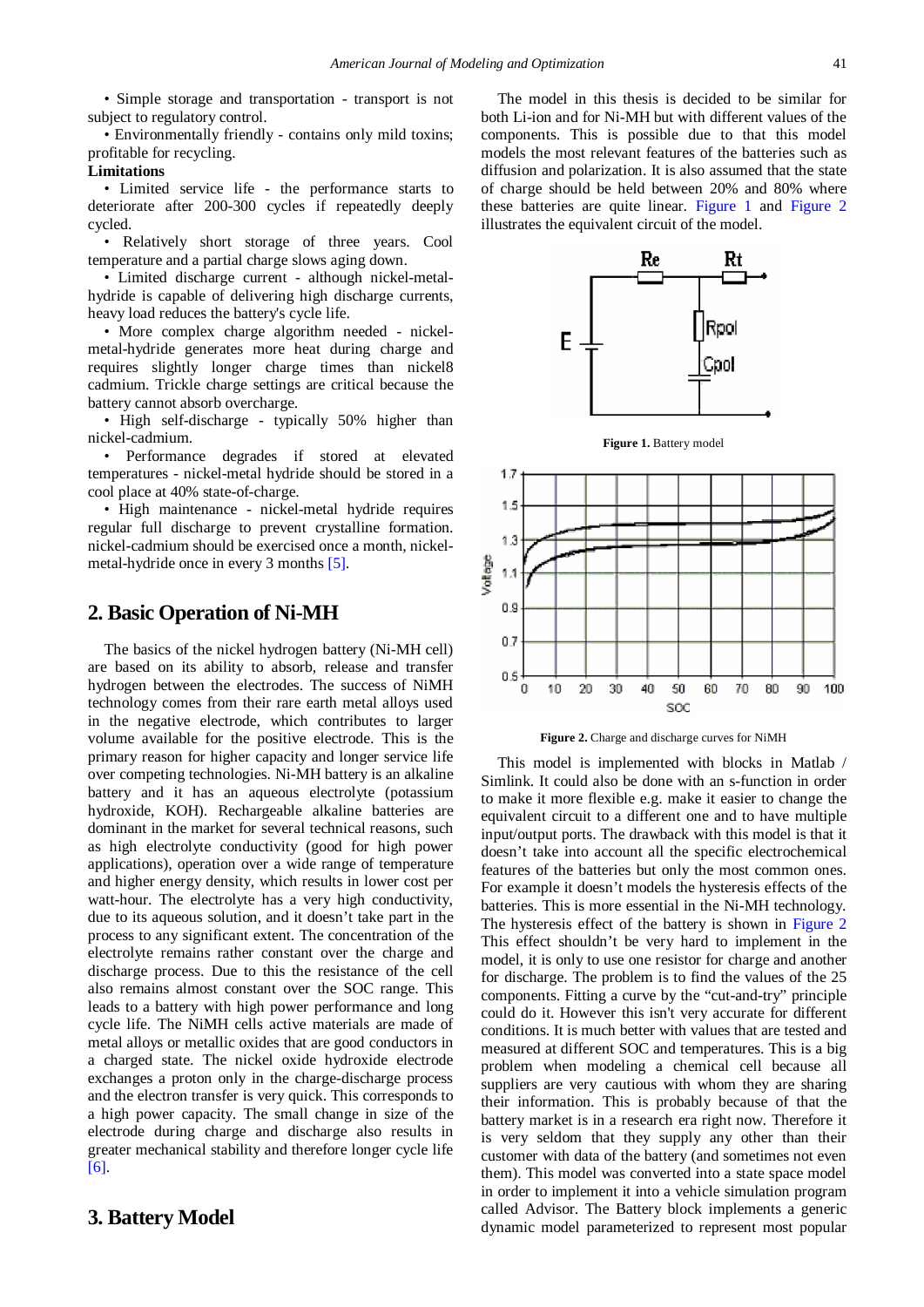• Simple storage and transportation - transport is not subject to regulatory control.

• Environmentally friendly - contains only mild toxins; profitable for recycling.

**Limitations**

• Limited service life - the performance starts to deteriorate after 200-300 cycles if repeatedly deeply cycled.

• Relatively short storage of three years. Cool temperature and a partial charge slows aging down.

• Limited discharge current - although nickel-metal-hydride is capable of delivering high discharge currents, heavy load reduces the battery's cycle life.

• More complex charge algorithm needed - nickel-metal-hydride generates more heat during charge and requires slightly longer charge times than nickel8 cadmium. Trickle charge settings are critical because the battery cannot absorb overcharge.

• High self-discharge - typically 50% higher than nickel-cadmium.

• Performance degrades if stored at elevated temperatures - nickel-metal hydride should be stored in a cool place at 40% state-of-charge.

• High maintenance - nickel-metal hydride requires regular full discharge to prevent crystalline formation. nickel-cadmium should be exercised once a month, nickel-metal-hydride once in every 3 months [5].

## 2. Basic Operation of Ni-MH

The basics of the nickel hydrogen battery (Ni-MH cell) are based on its ability to absorb, release and transfer hydrogen between the electrodes. The success of NiMH technology comes from their rare earth metal alloys used in the negative electrode, which contributes to larger volume available for the positive electrode. This is the primary reason for higher capacity and longer service life over competing technologies. Ni-MH battery is an alkaline battery and it has an aqueous electrolyte (potassium hydroxide, KOH). Rechargeable alkaline batteries are dominant in the market for several technical reasons, such as high electrolyte conductivity (good for high power applications), operation over a wide range of temperature and higher energy density, which results in lower cost per watt-hour. The electrolyte has a very high conductivity, due to its aqueous solution, and it doesn't take part in the process to any significant extent. The concentration of the electrolyte remains rather constant over the charge and discharge process. Due to this the resistance of the cell also remains almost constant over the SOC range. This leads to a battery with high power performance and long cycle life. The NiMH cells active materials are made of metal alloys or metallic oxides that are good conductors in a charged state. The nickel oxide hydroxide electrode exchanges a proton only in the charge-discharge process and the electron transfer is very quick. This corresponds to a high power capacity. The small change in size of the electrode during charge and discharge also results in greater mechanical stability and therefore longer cycle life [6].

## 3. Battery Model

The model in this thesis is decided to be similar for both Li-ion and for Ni-MH but with different values of the components. This is possible due to that this model models the most relevant features of the batteries such as diffusion and polarization. It is also assumed that the state of charge should be held between 20% and 80% where these batteries are quite linear. Figure 1 and Figure 2 illustrates the equivalent circuit of the model.

**Figure 1.** Battery model

**Figure 2.** Charge and discharge curves for NiMH

This model is implemented with blocks in Matlab / Simlink. It could also be done with an s-function in order to make it more flexible e.g. make it easier to change the equivalent circuit to a different one and to have multiple input/output ports. The drawback with this model is that it doesn't take into account all the specific electrochemical features of the batteries but only the most common ones. For example it doesn't models the hysteresis effects of the batteries. This is more essential in the Ni-MH technology. The hysteresis effect of the battery is shown in Figure 2 This effect shouldn't be very hard to implement in the model, it is only to use one resistor for charge and another for discharge. The problem is to find the values of the 25 components. Fitting a curve by the "cut-and-try" principle could do it. However this isn't very accurate for different conditions. It is much better with values that are tested and measured at different SOC and temperatures. This is a big problem when modeling a chemical cell because all suppliers are very cautious with whom they are sharing their information. This is probably because of that the battery market is in a research era right now. Therefore it is very seldom that they supply any other than their customer with data of the battery (and sometimes not even them). This model was converted into a state space model in order to implement it into a vehicle simulation program called Advisor. The Battery block implements a generic dynamic model parameterized to represent most popular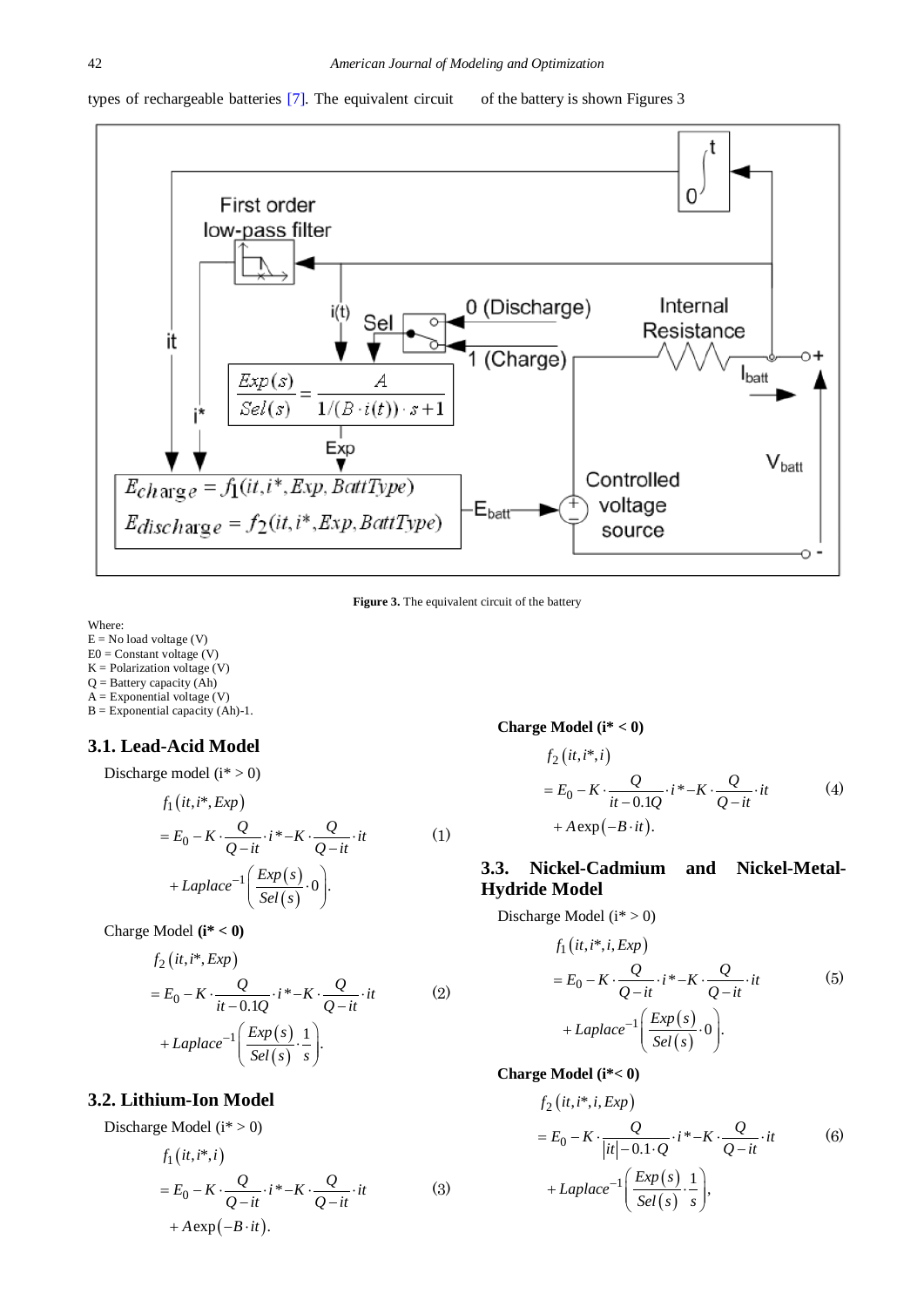types of rechargeable batteries [7]. The equivalent circuit of the battery is shown Figures 3

**Figure 3.** The equivalent circuit of the battery

Where:
E = No load voltage (V)
E0 = Constant voltage (V)
K = Polarization voltage (V)
Q = Battery capacity (Ah)
A = Exponential voltage (V)
B = Exponential capacity (Ah)-1.

## 3.1. Lead-Acid Model

Discharge model (i* > 0)

$$f_1(it, i^*, Exp) = E_0 - K \cdot \frac{Q}{Q-it} \cdot i^* - K \cdot \frac{Q}{Q-it} \cdot it + Laplace^{-1}\left(\frac{Exp(s)}{Sel(s)} \cdot 0\right). \tag{1}$$

Charge Model **(i* < 0)**

$$f_2(it, i^*, Exp) = E_0 - K \cdot \frac{Q}{it - 0.1Q} \cdot i^* - K \cdot \frac{Q}{Q-it} \cdot it + Laplace^{-1}\left(\frac{Exp(s)}{Sel(s)} \cdot \frac{1}{s}\right). \tag{2}$$

## 3.2. Lithium-Ion Model

Discharge Model (i* > 0)

$$f_1(it, i^*, i) = E_0 - K \cdot \frac{Q}{Q-it} \cdot i^* - K \cdot \frac{Q}{Q-it} \cdot it + A\exp(-B \cdot it). \tag{3}$$

**Charge Model (i* < 0)**

$$f_2(it, i^*, i) = E_0 - K \cdot \frac{Q}{it - 0.1Q} \cdot i^* - K \cdot \frac{Q}{Q-it} \cdot it + A\exp(-B \cdot it). \tag{4}$$

## 3.3. Nickel-Cadmium and Nickel-Metal-Hydride Model

Discharge Model (i* > 0)

$$f_1(it, i^*, i, Exp) = E_0 - K \cdot \frac{Q}{Q-it} \cdot i^* - K \cdot \frac{Q}{Q-it} \cdot it + Laplace^{-1}\left(\frac{Exp(s)}{Sel(s)} \cdot 0\right). \tag{5}$$

**Charge Model (i*< 0)**

$$f_2(it, i^*, i, Exp) = E_0 - K \cdot \frac{Q}{|it| - 0.1 \cdot Q} \cdot i^* - K \cdot \frac{Q}{Q-it} \cdot it + Laplace^{-1}\left(\frac{Exp(s)}{Sel(s)} \cdot \frac{1}{s}\right), \tag{6}$$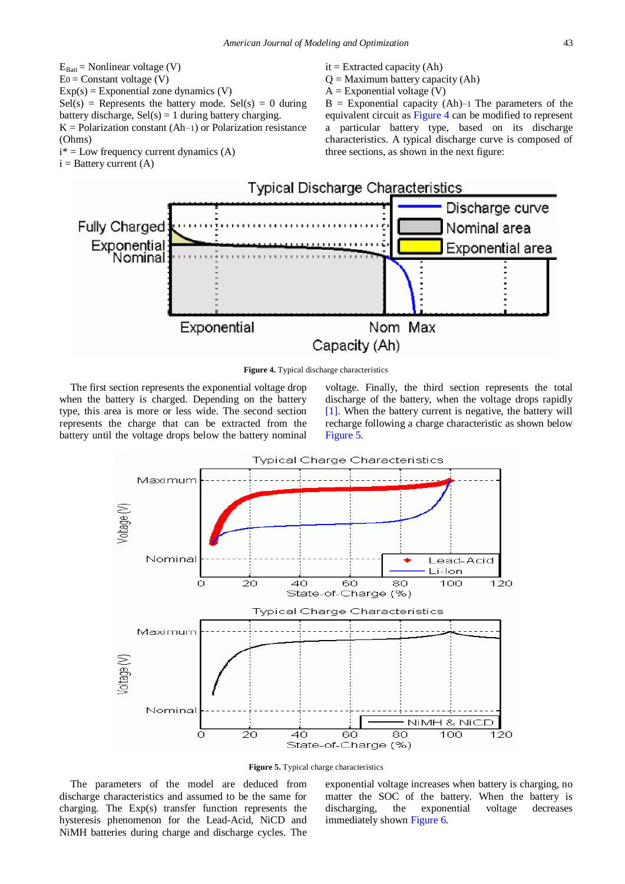$E_{Batt}$ = Nonlinear voltage (V)
$E_0$ = Constant voltage (V)
Exp(s) = Exponential zone dynamics (V)
Sel(s) = Represents the battery mode. Sel(s) = 0 during battery discharge, Sel(s) = 1 during battery charging.
K = Polarization constant ($Ah^{-1}$) or Polarization resistance (Ohms)
i* = Low frequency current dynamics (A)
i = Battery current (A)
it = Extracted capacity (Ah)
Q = Maximum battery capacity (Ah)
A = Exponential voltage (V)
B = Exponential capacity ($Ah^{-1}$) The parameters of the equivalent circuit as Figure 4 can be modified to represent a particular battery type, based on its discharge characteristics. A typical discharge curve is composed of three sections, as shown in the next figure:

**Figure 4.** Typical discharge characteristics

The first section represents the exponential voltage drop when the battery is charged. Depending on the battery type, this area is more or less wide. The second section represents the charge that can be extracted from the battery until the voltage drops below the battery nominal voltage. Finally, the third section represents the total discharge of the battery, when the voltage drops rapidly [1]. When the battery current is negative, the battery will recharge following a charge characteristic as shown below Figure 5.

**Figure 5.** Typical charge characteristics

The parameters of the model are deduced from discharge characteristics and assumed to be the same for charging. The Exp(s) transfer function represents the hysteresis phenomenon for the Lead-Acid, NiCD and NiMH batteries during charge and discharge cycles. The exponential voltage increases when battery is charging, no matter the SOC of the battery. When the battery is discharging, the exponential voltage decreases immediately shown Figure 6.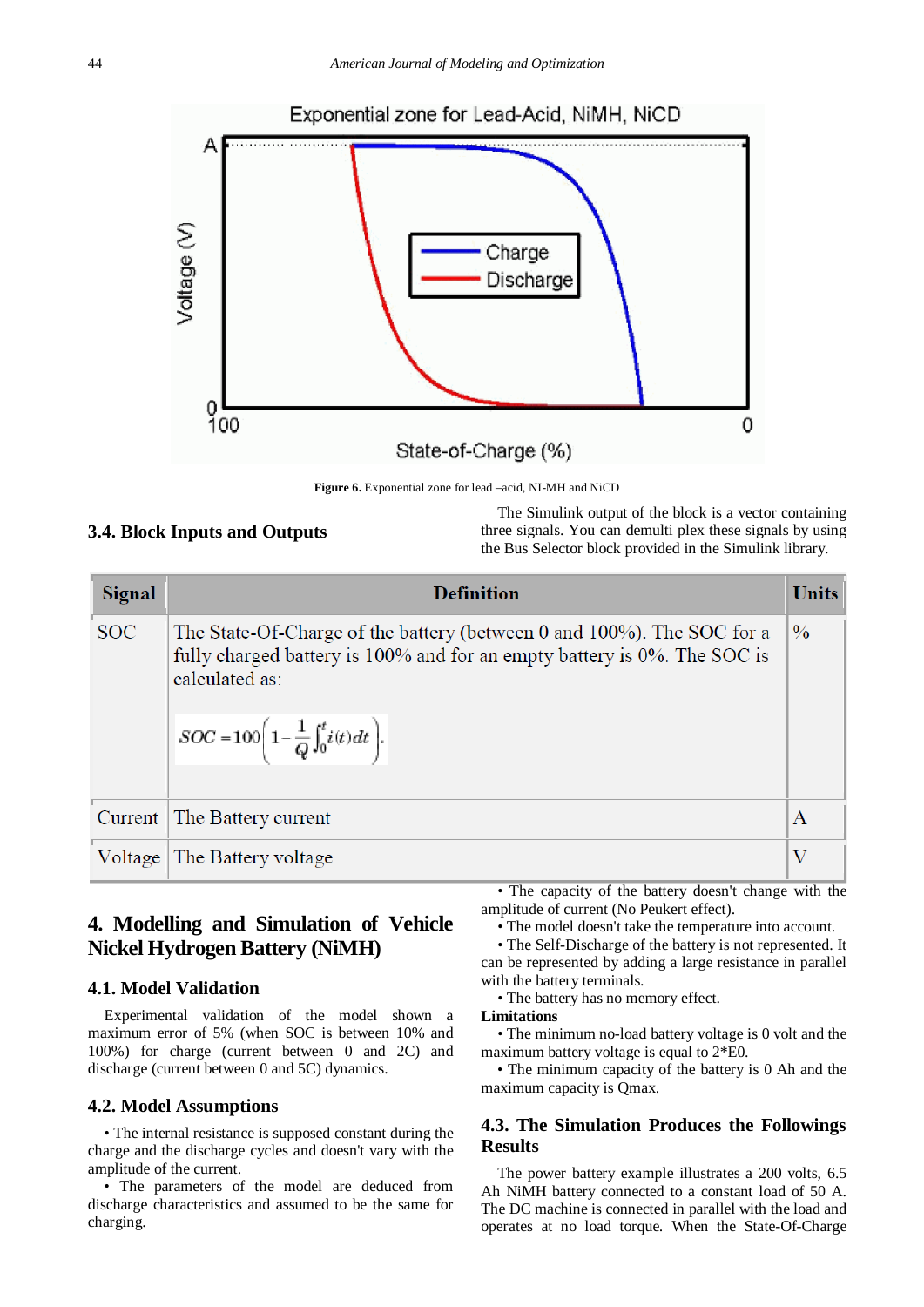Figure 6. Exponential zone for lead –acid, NI-MH and NiCD

### 3.4. Block Inputs and Outputs

The Simulink output of the block is a vector containing three signals. You can demulti plex these signals by using the Bus Selector block provided in the Simulink library.

| Signal | Definition | Units |
|---|---|---|
| SOC | The State-Of-Charge of the battery (between 0 and 100%). The SOC for a fully charged battery is 100% and for an empty battery is 0%. The SOC is calculated as: $SOC = 100\left(1 - \frac{1}{Q}\int_0^t i(t)dt\right)$. | % |
| Current | The Battery current | A |
| Voltage | The Battery voltage | V |

## 4. Modelling and Simulation of Vehicle Nickel Hydrogen Battery (NiMH)

### 4.1. Model Validation

Experimental validation of the model shown a maximum error of 5% (when SOC is between 10% and 100%) for charge (current between 0 and 2C) and discharge (current between 0 and 5C) dynamics.

### 4.2. Model Assumptions

- The internal resistance is supposed constant during the charge and the discharge cycles and doesn't vary with the amplitude of the current.
- The parameters of the model are deduced from discharge characteristics and assumed to be the same for charging.
- The capacity of the battery doesn't change with the amplitude of current (No Peukert effect).
- The model doesn't take the temperature into account.
- The Self-Discharge of the battery is not represented. It can be represented by adding a large resistance in parallel with the battery terminals.
- The battery has no memory effect.

**Limitations**

- The minimum no-load battery voltage is 0 volt and the maximum battery voltage is equal to 2*E0.
- The minimum capacity of the battery is 0 Ah and the maximum capacity is Qmax.

### 4.3. The Simulation Produces the Followings Results

The power battery example illustrates a 200 volts, 6.5 Ah NiMH battery connected to a constant load of 50 A. The DC machine is connected in parallel with the load and operates at no load torque. When the State-Of-Charge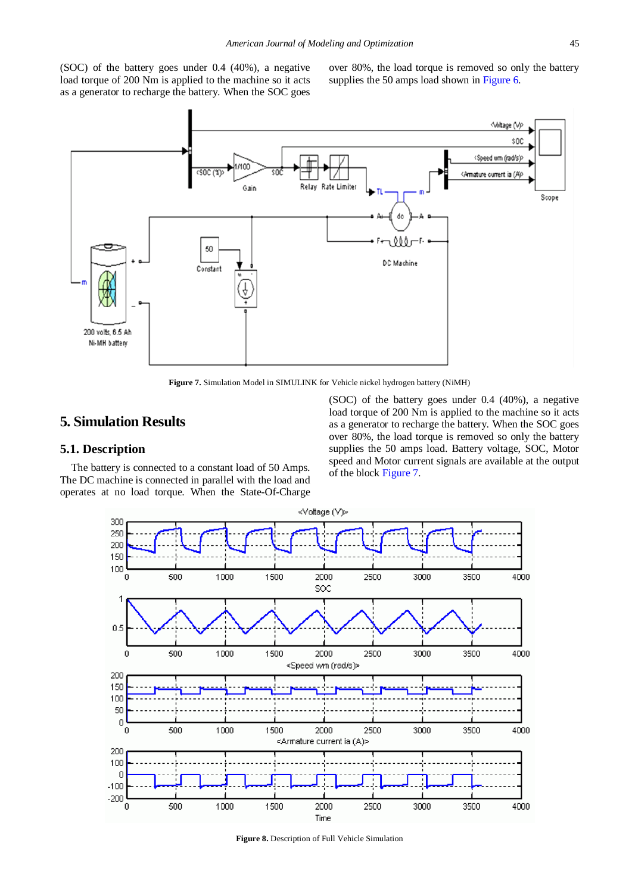(SOC) of the battery goes under 0.4 (40%), a negative load torque of 200 Nm is applied to the machine so it acts as a generator to recharge the battery. When the SOC goes over 80%, the load torque is removed so only the battery supplies the 50 amps load shown in Figure 6.

**Figure 7.** Simulation Model in SIMULINK for Vehicle nickel hydrogen battery (NiMH)

# 5. Simulation Results

## 5.1. Description

The battery is connected to a constant load of 50 Amps. The DC machine is connected in parallel with the load and operates at no load torque. When the State-Of-Charge (SOC) of the battery goes under 0.4 (40%), a negative load torque of 200 Nm is applied to the machine so it acts as a generator to recharge the battery. When the SOC goes over 80%, the load torque is removed so only the battery supplies the 50 amps load. Battery voltage, SOC, Motor speed and Motor current signals are available at the output of the block Figure 7.

**Figure 8.** Description of Full Vehicle Simulation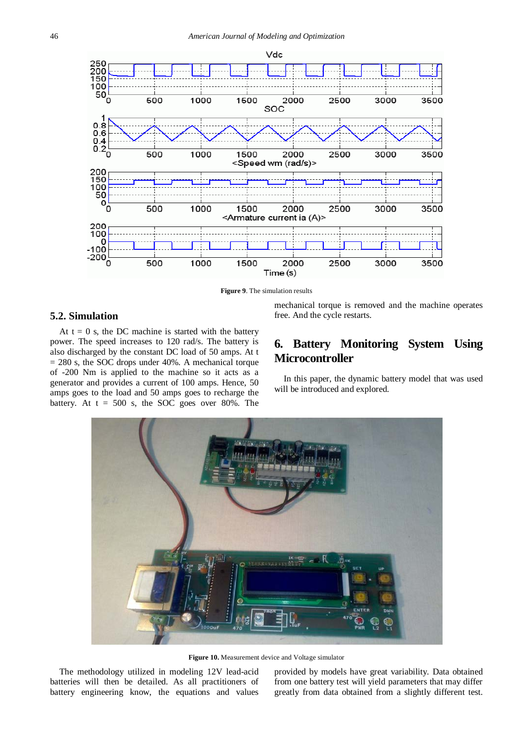Figure 9. The simulation results

### 5.2. Simulation

At t = 0 s, the DC machine is started with the battery power. The speed increases to 120 rad/s. The battery is also discharged by the constant DC load of 50 amps. At t = 280 s, the SOC drops under 40%. A mechanical torque of -200 Nm is applied to the machine so it acts as a generator and provides a current of 100 amps. Hence, 50 amps goes to the load and 50 amps goes to recharge the battery. At t = 500 s, the SOC goes over 80%. The mechanical torque is removed and the machine operates free. And the cycle restarts.

## 6. Battery Monitoring System Using Microcontroller

In this paper, the dynamic battery model that was used will be introduced and explored.

**Figure 10.** Measurement device and Voltage simulator

The methodology utilized in modeling 12V lead-acid batteries will then be detailed. As all practitioners of battery engineering know, the equations and values provided by models have great variability. Data obtained from one battery test will yield parameters that may differ greatly from data obtained from a slightly different test.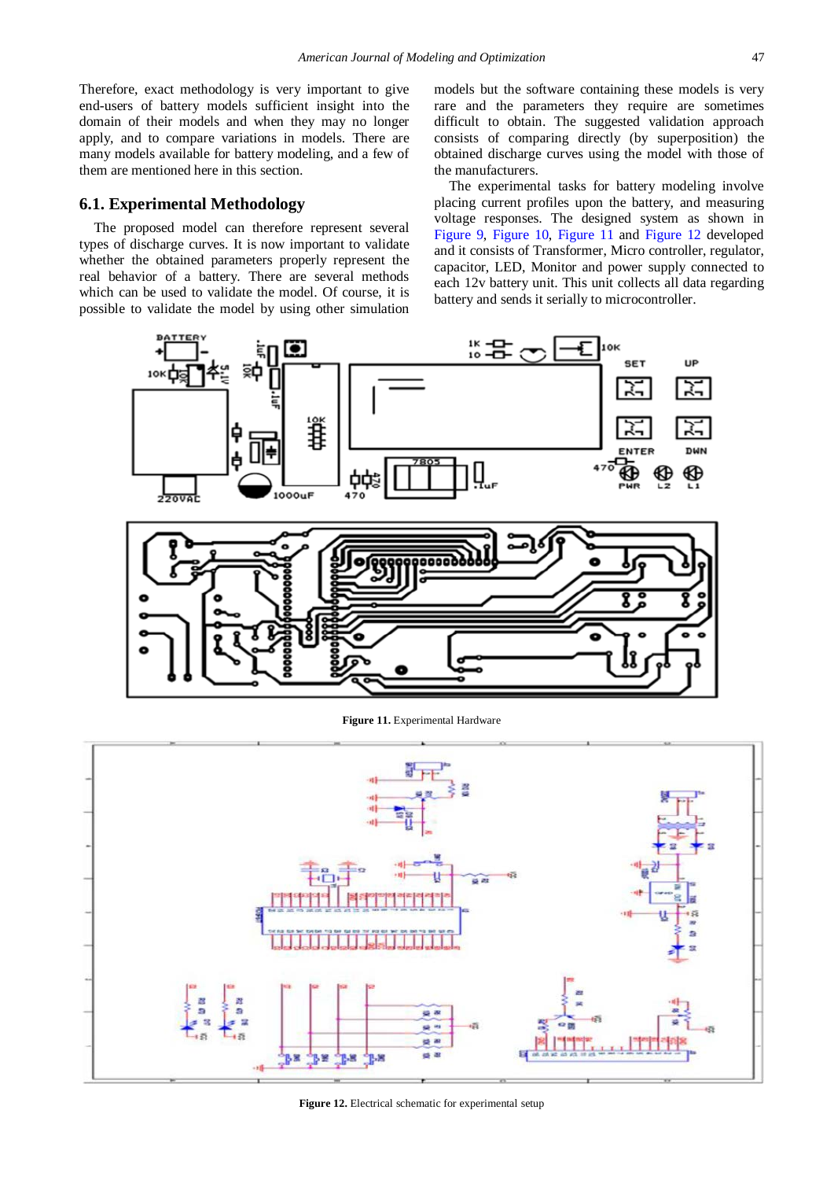Therefore, exact methodology is very important to give end-users of battery models sufficient insight into the domain of their models and when they may no longer apply, and to compare variations in models. There are many models available for battery modeling, and a few of them are mentioned here in this section.

## 6.1. Experimental Methodology

The proposed model can therefore represent several types of discharge curves. It is now important to validate whether the obtained parameters properly represent the real behavior of a battery. There are several methods which can be used to validate the model. Of course, it is possible to validate the model by using other simulation models but the software containing these models is very rare and the parameters they require are sometimes difficult to obtain. The suggested validation approach consists of comparing directly (by superposition) the obtained discharge curves using the model with those of the manufacturers.

The experimental tasks for battery modeling involve placing current profiles upon the battery, and measuring voltage responses. The designed system as shown in Figure 9, Figure 10, Figure 11 and Figure 12 developed and it consists of Transformer, Micro controller, regulator, capacitor, LED, Monitor and power supply connected to each 12v battery unit. This unit collects all data regarding battery and sends it serially to microcontroller.

**Figure 11.** Experimental Hardware

**Figure 12.** Electrical schematic for experimental setup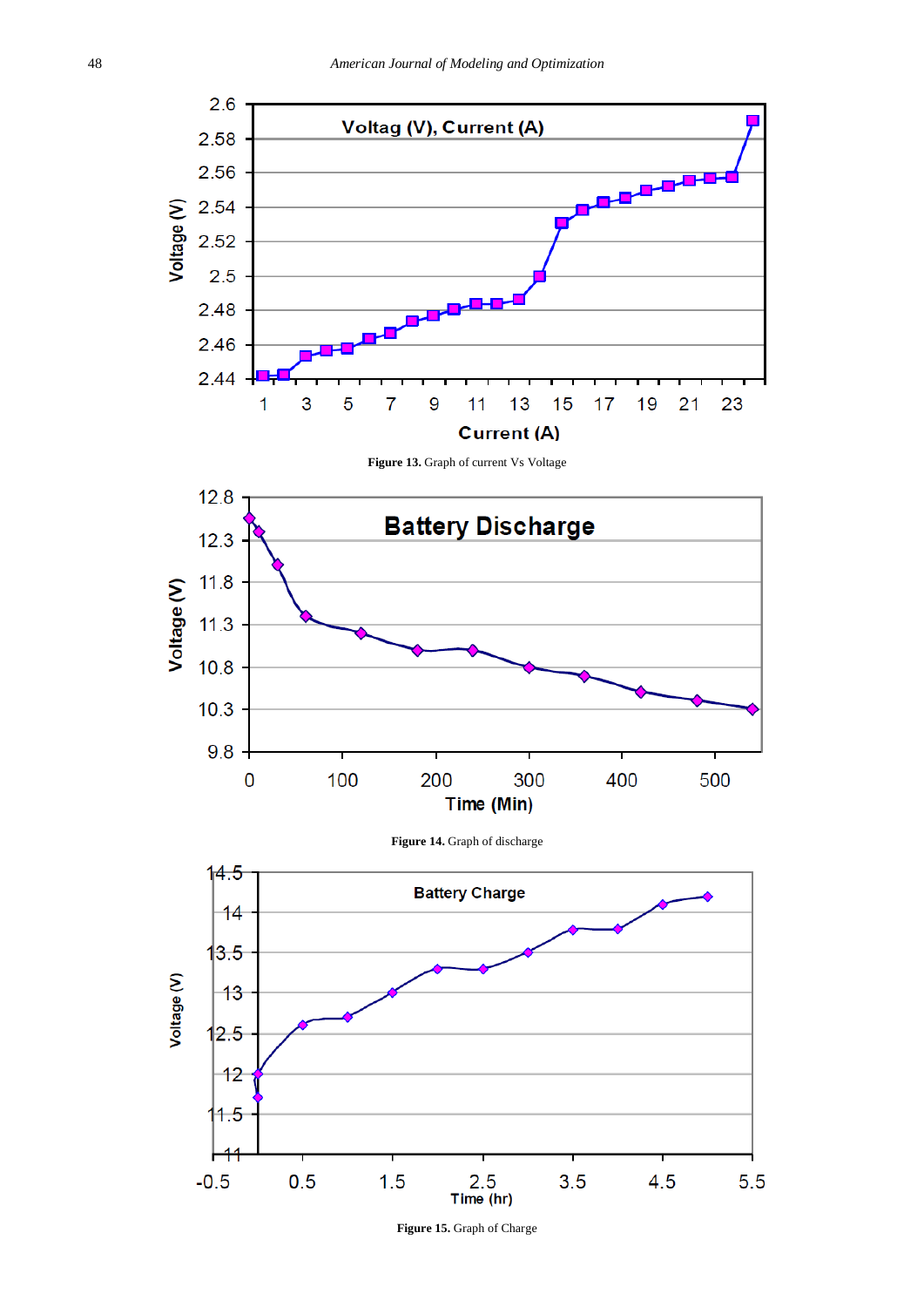**Figure 13.** Graph of current Vs Voltage

**Figure 14.** Graph of discharge

**Figure 15.** Graph of Charge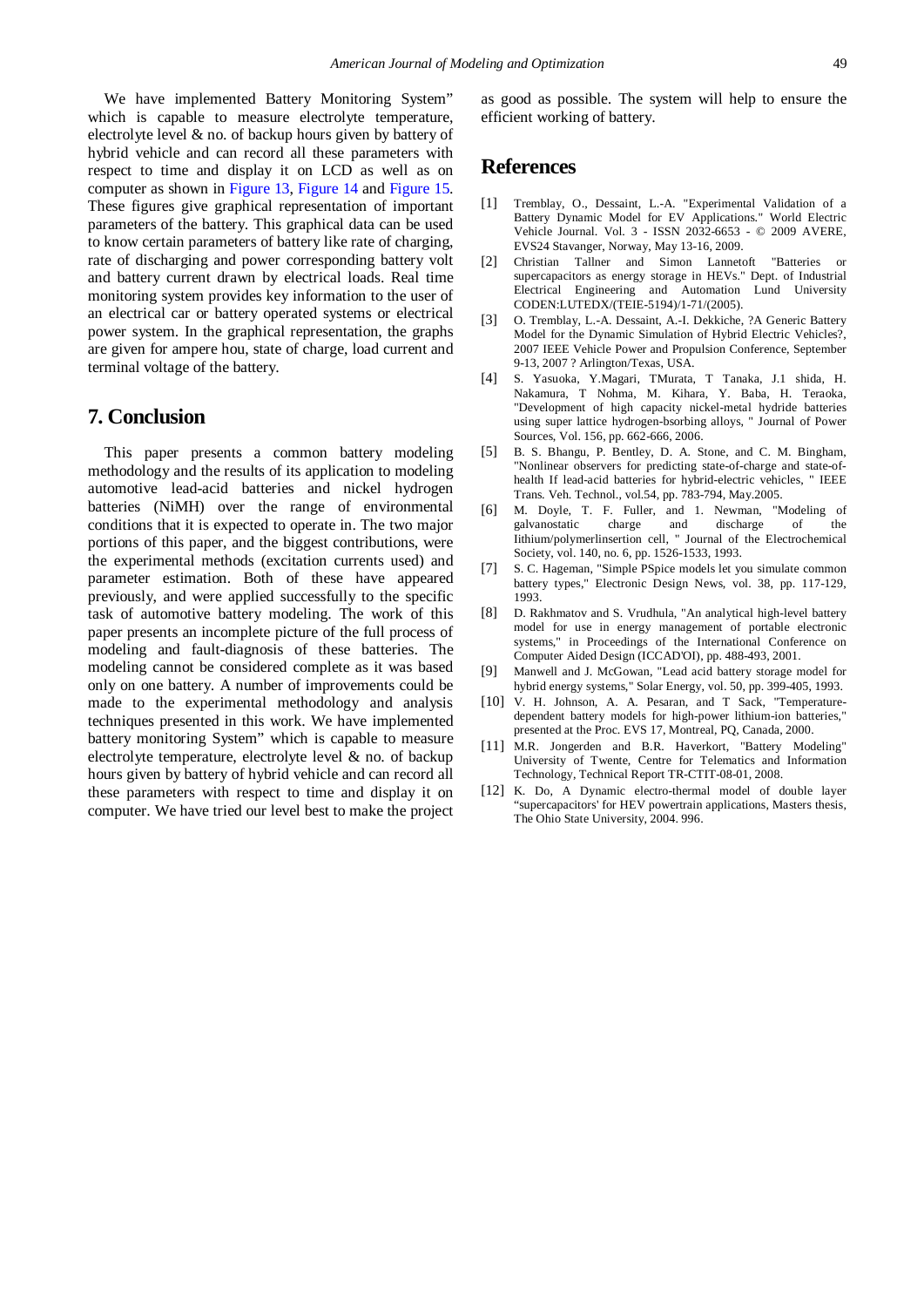We have implemented Battery Monitoring System" which is capable to measure electrolyte temperature, electrolyte level & no. of backup hours given by battery of hybrid vehicle and can record all these parameters with respect to time and display it on LCD as well as on computer as shown in Figure 13, Figure 14 and Figure 15. These figures give graphical representation of important parameters of the battery. This graphical data can be used to know certain parameters of battery like rate of charging, rate of discharging and power corresponding battery volt and battery current drawn by electrical loads. Real time monitoring system provides key information to the user of an electrical car or battery operated systems or electrical power system. In the graphical representation, the graphs are given for ampere hou, state of charge, load current and terminal voltage of the battery.

## 7. Conclusion

This paper presents a common battery modeling methodology and the results of its application to modeling automotive lead-acid batteries and nickel hydrogen batteries (NiMH) over the range of environmental conditions that it is expected to operate in. The two major portions of this paper, and the biggest contributions, were the experimental methods (excitation currents used) and parameter estimation. Both of these have appeared previously, and were applied successfully to the specific task of automotive battery modeling. The work of this paper presents an incomplete picture of the full process of modeling and fault-diagnosis of these batteries. The modeling cannot be considered complete as it was based only on one battery. A number of improvements could be made to the experimental methodology and analysis techniques presented in this work. We have implemented battery monitoring System" which is capable to measure electrolyte temperature, electrolyte level & no. of backup hours given by battery of hybrid vehicle and can record all these parameters with respect to time and display it on computer. We have tried our level best to make the project as good as possible. The system will help to ensure the efficient working of battery.

## References

[1] Tremblay, O., Dessaint, L.-A. "Experimental Validation of a Battery Dynamic Model for EV Applications." World Electric Vehicle Journal. Vol. 3 - ISSN 2032-6653 - © 2009 AVERE, EVS24 Stavanger, Norway, May 13-16, 2009.

[2] Christian Tallner and Simon Lannetoft "Batteries or supercapacitors as energy storage in HEVs." Dept. of Industrial Electrical Engineering and Automation Lund University CODEN:LUTEDX/(TEIE-5194)/1-71/(2005).

[3] O. Tremblay, L.-A. Dessaint, A.-I. Dekkiche, ?A Generic Battery Model for the Dynamic Simulation of Hybrid Electric Vehicles?, 2007 IEEE Vehicle Power and Propulsion Conference, September 9-13, 2007 ? Arlington/Texas, USA.

[4] S. Yasuoka, Y.Magari, TMurata, T Tanaka, J.1 shida, H. Nakamura, T Nohma, M. Kihara, Y. Baba, H. Teraoka, "Development of high capacity nickel-metal hydride batteries using super lattice hydrogen-bsorbing alloys, " Journal of Power Sources, Vol. 156, pp. 662-666, 2006.

[5] B. S. Bhangu, P. Bentley, D. A. Stone, and C. M. Bingham, "Nonlinear observers for predicting state-of-charge and state-of-health If lead-acid batteries for hybrid-electric vehicles, " IEEE Trans. Veh. Technol., vol.54, pp. 783-794, May.2005.

[6] M. Doyle, T. F. Fuller, and 1. Newman, "Modeling of galvanostatic charge and discharge of the Iithium/polymerlinsertion cell, " Journal of the Electrochemical Society, vol. 140, no. 6, pp. 1526-1533, 1993.

[7] S. C. Hageman, "Simple PSpice models let you simulate common battery types," Electronic Design News, vol. 38, pp. 117-129, 1993.

[8] D. Rakhmatov and S. Vrudhula, "An analytical high-level battery model for use in energy management of portable electronic systems," in Proceedings of the International Conference on Computer Aided Design (ICCAD'OI), pp. 488-493, 2001.

[9] Manwell and J. McGowan, "Lead acid battery storage model for hybrid energy systems," Solar Energy, vol. 50, pp. 399-405, 1993.

[10] V. H. Johnson, A. A. Pesaran, and T Sack, "Temperature-dependent battery models for high-power lithium-ion batteries," presented at the Proc. EVS 17, Montreal, PQ, Canada, 2000.

[11] M.R. Jongerden and B.R. Haverkort, "Battery Modeling" University of Twente, Centre for Telematics and Information Technology, Technical Report TR-CTIT-08-01, 2008.

[12] K. Do, A Dynamic electro-thermal model of double layer "supercapacitors' for HEV powertrain applications, Masters thesis, The Ohio State University, 2004. 996.